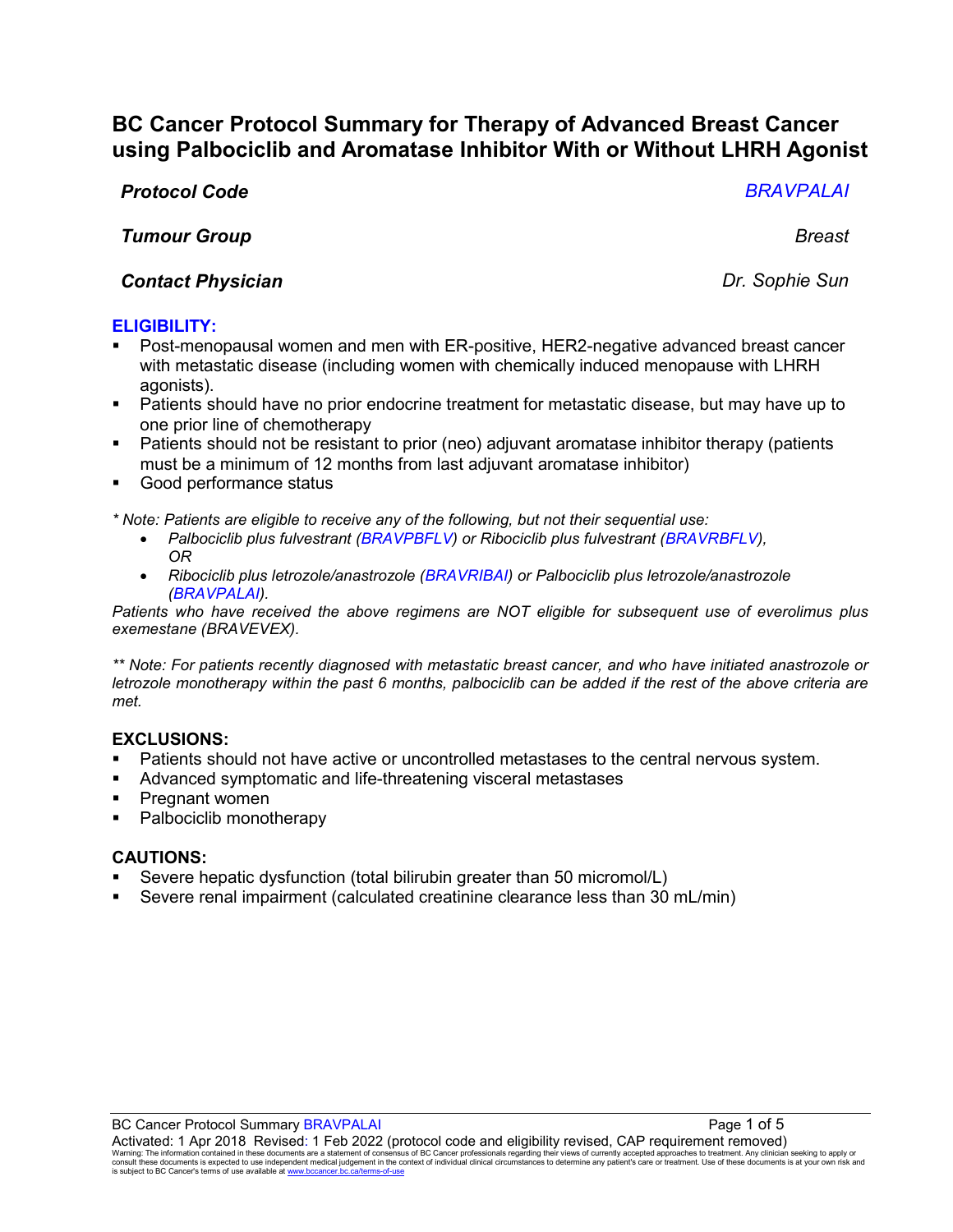# BC Cancer Protocol Summary for Therapy of Advanced Breast Cancer using Palbociclib and Aromatase Inhibitor With or Without LHRH Agonist

| | |
|---|---|
| ***Protocol Code*** | *BRAVPALAI* |
| ***Tumour Group*** | *Breast* |
| ***Contact Physician*** | *Dr. Sophie Sun* |

## ELIGIBILITY:

- Post-menopausal women and men with ER-positive, HER2-negative advanced breast cancer with metastatic disease (including women with chemically induced menopause with LHRH agonists).
- Patients should have no prior endocrine treatment for metastatic disease, but may have up to one prior line of chemotherapy
- Patients should not be resistant to prior (neo) adjuvant aromatase inhibitor therapy (patients must be a minimum of 12 months from last adjuvant aromatase inhibitor)
- Good performance status

*\* Note: Patients are eligible to receive any of the following, but not their sequential use:*

- *Palbociclib plus fulvestrant (BRAVPBFLV) or Ribociclib plus fulvestrant (BRAVRBFLV), OR*
- *Ribociclib plus letrozole/anastrozole (BRAVRIBAI) or Palbociclib plus letrozole/anastrozole (BRAVPALAI).*

*Patients who have received the above regimens are NOT eligible for subsequent use of everolimus plus exemestane (BRAVEVEX).*

*\*\* Note: For patients recently diagnosed with metastatic breast cancer, and who have initiated anastrozole or letrozole monotherapy within the past 6 months, palbociclib can be added if the rest of the above criteria are met.*

## EXCLUSIONS:

- Patients should not have active or uncontrolled metastases to the central nervous system.
- Advanced symptomatic and life-threatening visceral metastases
- Pregnant women
- Palbociclib monotherapy

## CAUTIONS:

- Severe hepatic dysfunction (total bilirubin greater than 50 micromol/L)
- Severe renal impairment (calculated creatinine clearance less than 30 mL/min)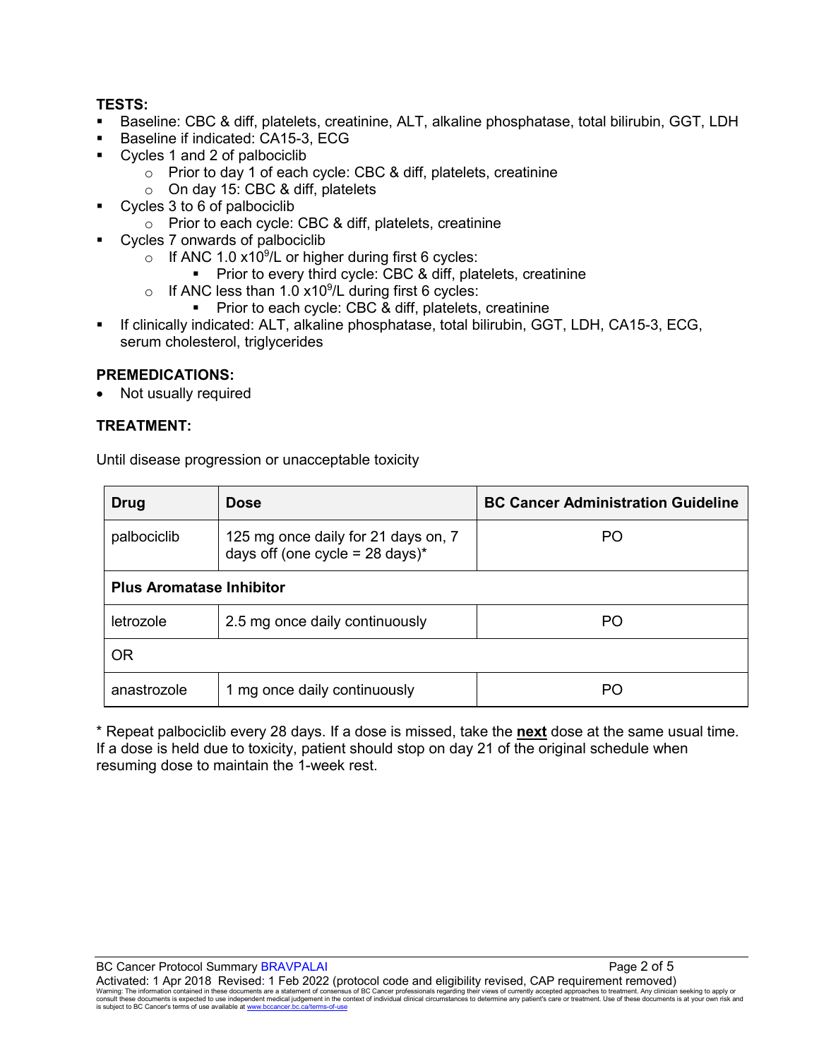**TESTS:**

- Baseline: CBC & diff, platelets, creatinine, ALT, alkaline phosphatase, total bilirubin, GGT, LDH
- Baseline if indicated: CA15-3, ECG
- Cycles 1 and 2 of palbociclib
  - Prior to day 1 of each cycle: CBC & diff, platelets, creatinine
  - On day 15: CBC & diff, platelets
- Cycles 3 to 6 of palbociclib
  - Prior to each cycle: CBC & diff, platelets, creatinine
- Cycles 7 onwards of palbociclib
  - If ANC 1.0 $\times 10^9$/L or higher during first 6 cycles:
    - Prior to every third cycle: CBC & diff, platelets, creatinine
  - If ANC less than 1.0 $\times 10^9$/L during first 6 cycles:
    - Prior to each cycle: CBC & diff, platelets, creatinine
- If clinically indicated: ALT, alkaline phosphatase, total bilirubin, GGT, LDH, CA15-3, ECG, serum cholesterol, triglycerides

**PREMEDICATIONS:**

- Not usually required

**TREATMENT:**

Until disease progression or unacceptable toxicity

| Drug | Dose | BC Cancer Administration Guideline |
|---|---|---|
| palbociclib | 125 mg once daily for 21 days on, 7 days off (one cycle = 28 days)* | PO |
| **Plus Aromatase Inhibitor** | | |
| letrozole | 2.5 mg once daily continuously | PO |
| OR | | |
| anastrozole | 1 mg once daily continuously | PO |

* Repeat palbociclib every 28 days. If a dose is missed, take the **next** dose at the same usual time. If a dose is held due to toxicity, patient should stop on day 21 of the original schedule when resuming dose to maintain the 1-week rest.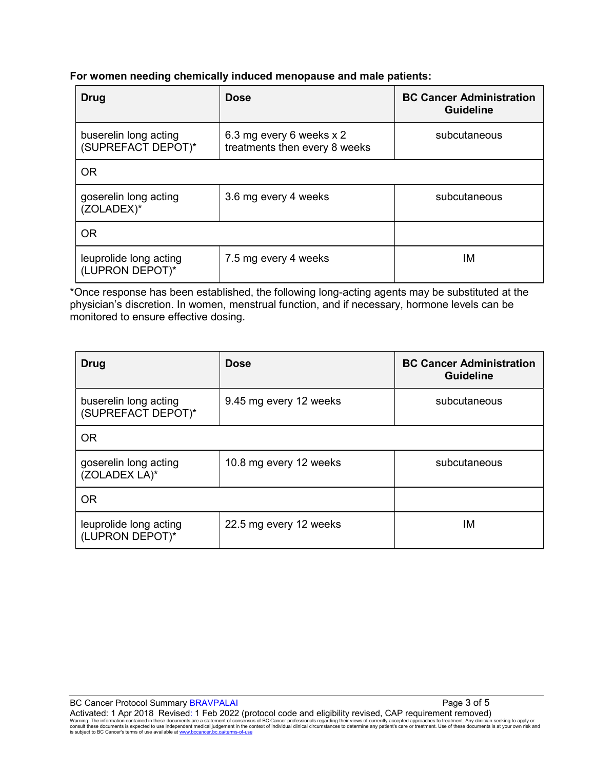**For women needing chemically induced menopause and male patients:**

| Drug | Dose | BC Cancer Administration Guideline |
|---|---|---|
| buserelin long acting (SUPREFACT DEPOT)* | 6.3 mg every 6 weeks x 2 treatments then every 8 weeks | subcutaneous |
| OR | | |
| goserelin long acting (ZOLADEX)* | 3.6 mg every 4 weeks | subcutaneous |
| OR | | |
| leuprolide long acting (LUPRON DEPOT)* | 7.5 mg every 4 weeks | IM |

*Once response has been established, the following long-acting agents may be substituted at the physician's discretion. In women, menstrual function, and if necessary, hormone levels can be monitored to ensure effective dosing.

| Drug | Dose | BC Cancer Administration Guideline |
|---|---|---|
| buserelin long acting (SUPREFACT DEPOT)* | 9.45 mg every 12 weeks | subcutaneous |
| OR | | |
| goserelin long acting (ZOLADEX LA)* | 10.8 mg every 12 weeks | subcutaneous |
| OR | | |
| leuprolide long acting (LUPRON DEPOT)* | 22.5 mg every 12 weeks | IM |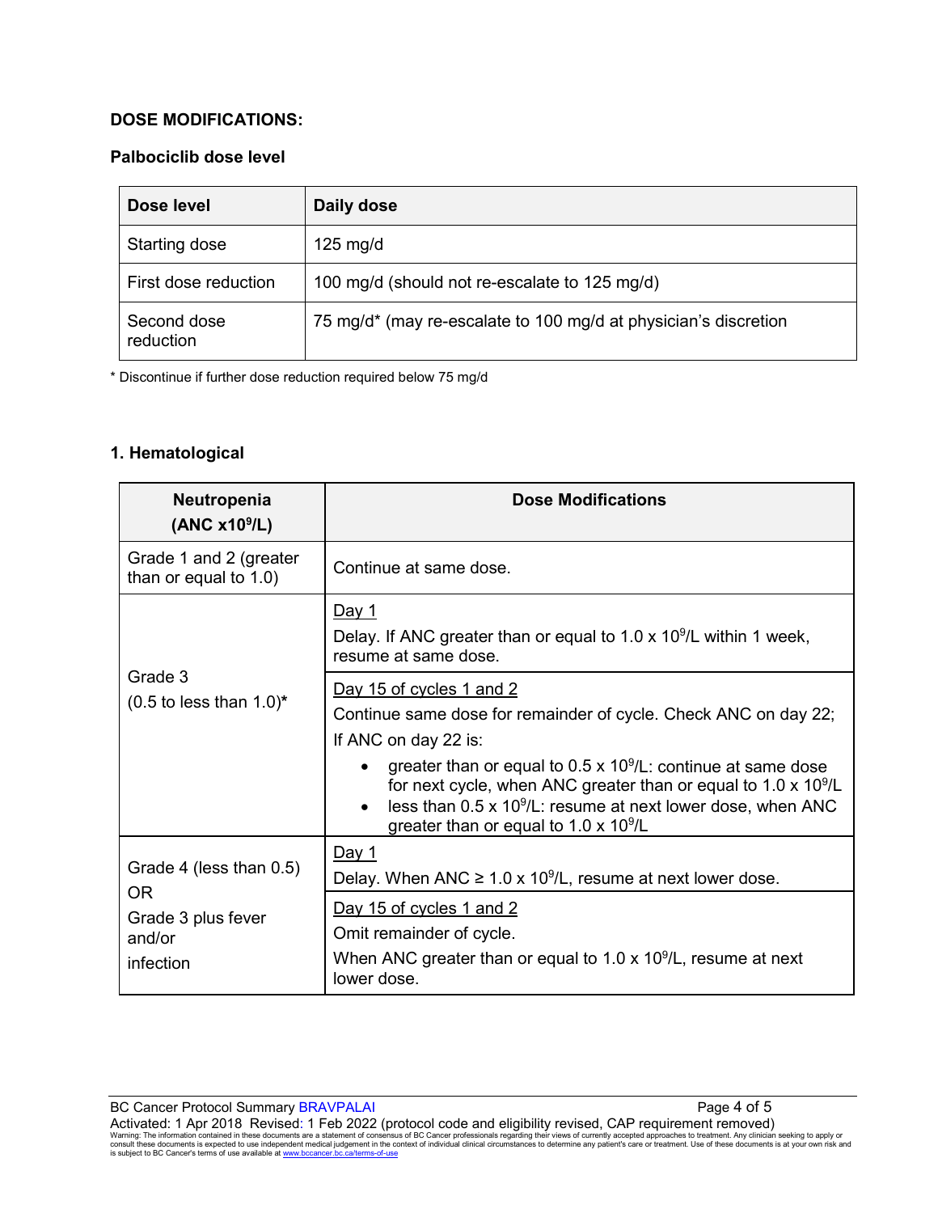**DOSE MODIFICATIONS:**

**Palbociclib dose level**

| Dose level | Daily dose |
|---|---|
| Starting dose | 125 mg/d |
| First dose reduction | 100 mg/d (should not re-escalate to 125 mg/d) |
| Second dose reduction | 75 mg/d* (may re-escalate to 100 mg/d at physician's discretion |

* Discontinue if further dose reduction required below 75 mg/d

**1. Hematological**

| Neutropenia (ANC $x10^9$/L) | Dose Modifications |
|---|---|
| Grade 1 and 2 (greater than or equal to 1.0) | Continue at same dose. |
| Grade 3 (0.5 to less than 1.0)* | Day 1<br>Delay. If ANC greater than or equal to 1.0 x $10^9$/L within 1 week, resume at same dose. |
| | Day 15 of cycles 1 and 2<br>Continue same dose for remainder of cycle. Check ANC on day 22;<br>If ANC on day 22 is:<br>• greater than or equal to 0.5 x $10^9$/L: continue at same dose for next cycle, when ANC greater than or equal to 1.0 x $10^9$/L<br>• less than 0.5 x $10^9$/L: resume at next lower dose, when ANC greater than or equal to 1.0 x $10^9$/L |
| Grade 4 (less than 0.5) OR Grade 3 plus fever and/or infection | Day 1<br>Delay. When ANC ≥ 1.0 x $10^9$/L, resume at next lower dose. |
| | Day 15 of cycles 1 and 2<br>Omit remainder of cycle.<br>When ANC greater than or equal to 1.0 x $10^9$/L, resume at next lower dose. |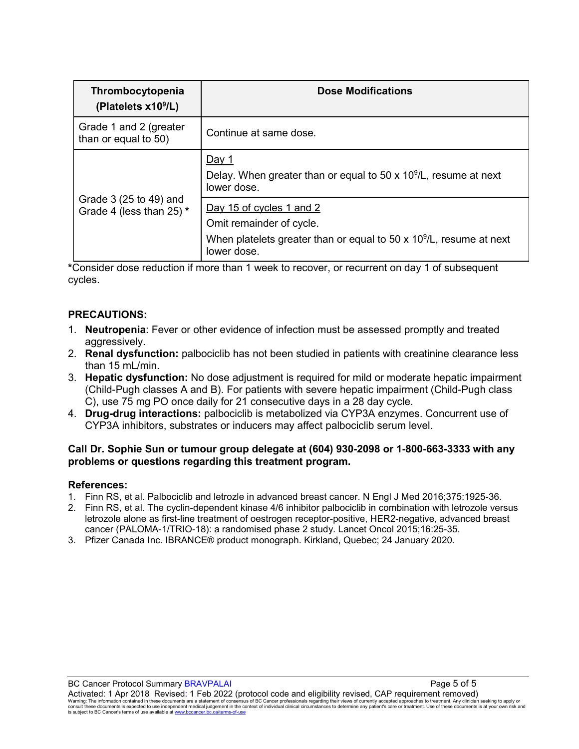| Thrombocytopenia (Platelets $x10^9/L$) | Dose Modifications |
|---|---|
| Grade 1 and 2 (greater than or equal to 50) | Continue at same dose. |
| Grade 3 (25 to 49) and Grade 4 (less than 25) * | Day 1<br>Delay. When greater than or equal to 50 x $10^9/L$, resume at next lower dose. |
| | Day 15 of cycles 1 and 2<br>Omit remainder of cycle.<br>When platelets greater than or equal to 50 x $10^9/L$, resume at next lower dose. |

*Consider dose reduction if more than 1 week to recover, or recurrent on day 1 of subsequent cycles.

## PRECAUTIONS:

1. **Neutropenia**: Fever or other evidence of infection must be assessed promptly and treated aggressively.
2. **Renal dysfunction:** palbociclib has not been studied in patients with creatinine clearance less than 15 mL/min.
3. **Hepatic dysfunction:** No dose adjustment is required for mild or moderate hepatic impairment (Child-Pugh classes A and B). For patients with severe hepatic impairment (Child-Pugh class C), use 75 mg PO once daily for 21 consecutive days in a 28 day cycle.
4. **Drug-drug interactions:** palbociclib is metabolized via CYP3A enzymes. Concurrent use of CYP3A inhibitors, substrates or inducers may affect palbociclib serum level.

**Call Dr. Sophie Sun or tumour group delegate at (604) 930-2098 or 1-800-663-3333 with any problems or questions regarding this treatment program.**

## References:

1. Finn RS, et al. Palbociclib and letrozle in advanced breast cancer. N Engl J Med 2016;375:1925-36.
2. Finn RS, et al. The cyclin-dependent kinase 4/6 inhibitor palbociclib in combination with letrozole versus letrozole alone as first-line treatment of oestrogen receptor-positive, HER2-negative, advanced breast cancer (PALOMA-1/TRIO-18): a randomised phase 2 study. Lancet Oncol 2015;16:25-35.
3. Pfizer Canada Inc. IBRANCE® product monograph. Kirkland, Quebec; 24 January 2020.